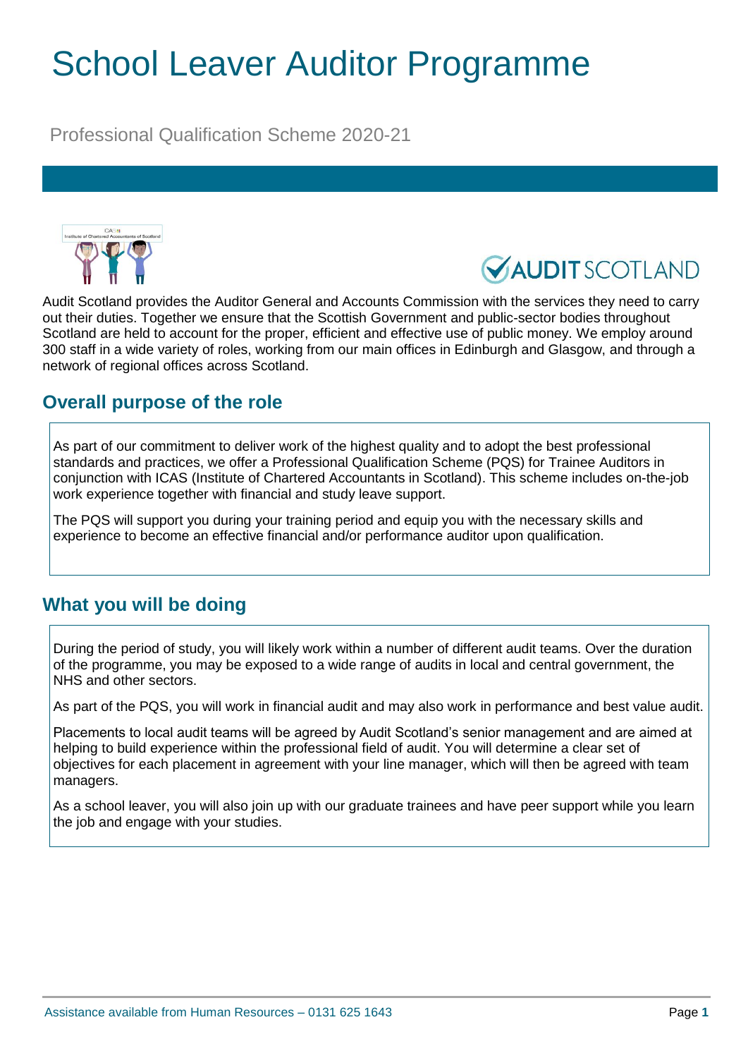# School Leaver Auditor Programme

Professional Qualification Scheme 2020-21

Audit Scotland provides the Auditor General and Accounts Commission with the services they need to carry out their duties. Together we ensure that the Scottish Government and public-sector bodies throughout Scotland are held to account for the proper, efficient and effective use of public money. We employ around 300 staff in a wide variety of roles, working from our main offices in Edinburgh and Glasgow, and through a network of regional offices across Scotland.

## Overall purpose of the role

As part of our commitment to deliver work of the highest quality and to adopt the best professional standards and practices, we offer a Professional Qualification Scheme (PQS) for Trainee Auditors in conjunction with ICAS (Institute of Chartered Accountants in Scotland). This scheme includes on-the-job work experience together with financial and study leave support.

The PQS will support you during your training period and equip you with the necessary skills and experience to become an effective financial and/or performance auditor upon qualification.

## What you will be doing

During the period of study, you will likely work within a number of different audit teams. Over the duration of the programme, you may be exposed to a wide range of audits in local and central government, the NHS and other sectors.

As part of the PQS, you will work in financial audit and may also work in performance and best value audit.

Placements to local audit teams will be agreed by Audit Scotland's senior management and are aimed at helping to build experience within the professional field of audit. You will determine a clear set of objectives for each placement in agreement with your line manager, which will then be agreed with team managers.

As a school leaver, you will also join up with our graduate trainees and have peer support while you learn the job and engage with your studies.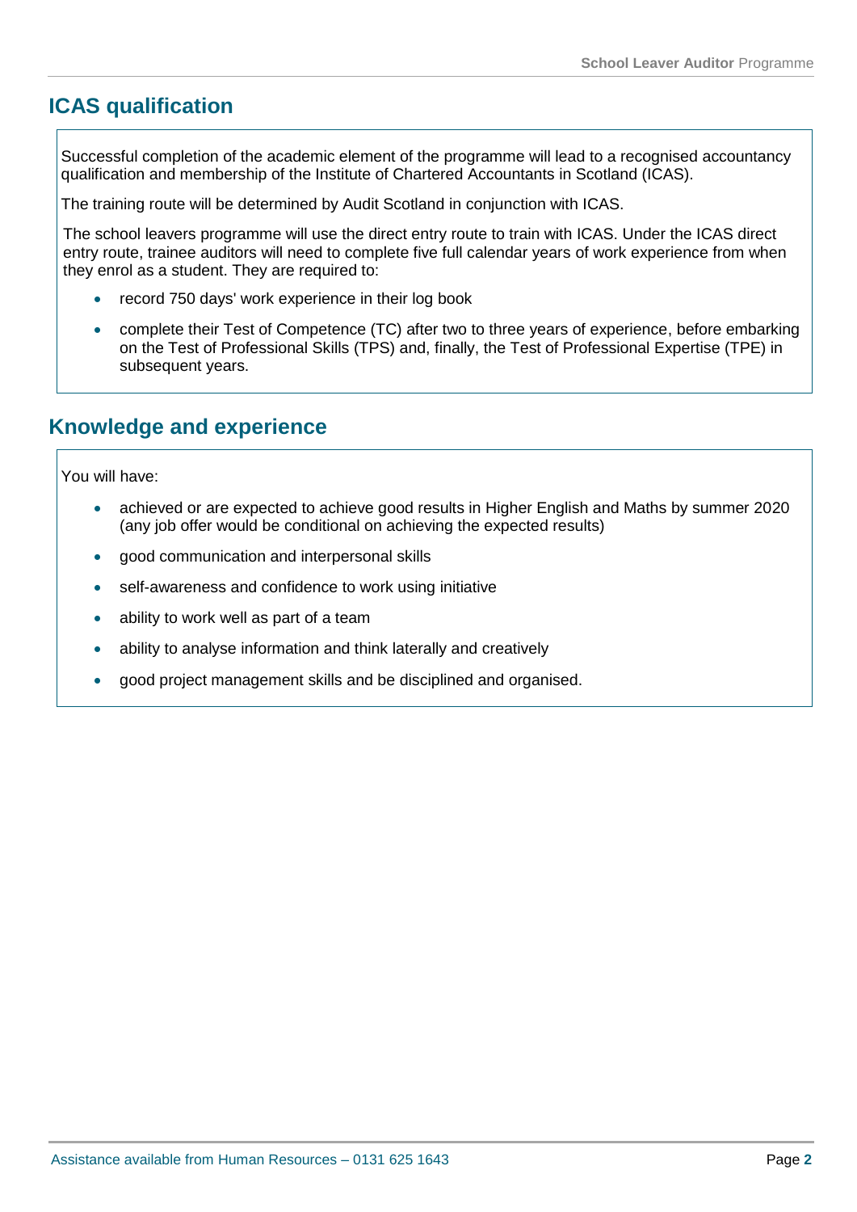## ICAS qualification

Successful completion of the academic element of the programme will lead to a recognised accountancy qualification and membership of the Institute of Chartered Accountants in Scotland (ICAS).

The training route will be determined by Audit Scotland in conjunction with ICAS.

The school leavers programme will use the direct entry route to train with ICAS. Under the ICAS direct entry route, trainee auditors will need to complete five full calendar years of work experience from when they enrol as a student. They are required to:

- record 750 days' work experience in their log book
- complete their Test of Competence (TC) after two to three years of experience, before embarking on the Test of Professional Skills (TPS) and, finally, the Test of Professional Expertise (TPE) in subsequent years.

## Knowledge and experience

You will have:

- achieved or are expected to achieve good results in Higher English and Maths by summer 2020 (any job offer would be conditional on achieving the expected results)
- good communication and interpersonal skills
- self-awareness and confidence to work using initiative
- ability to work well as part of a team
- ability to analyse information and think laterally and creatively
- good project management skills and be disciplined and organised.